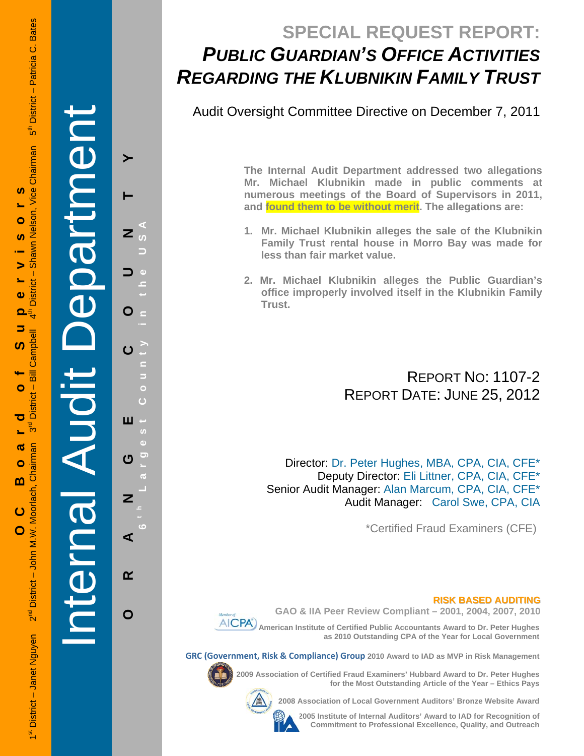# SPECIAL REQUEST REPORT: *PUBLIC GUARDIAN'S OFFICE ACTIVITIES REGARDING THE KLUBNIKIN FAMILY TRUST*

Audit Oversight Committee Directive on December 7, 2011

**The Internal Audit Department addressed two allegations Mr. Michael Klubnikin made in public comments at numerous meetings of the Board of Supervisors in 2011, and found them to be without merit. The allegations are:**

1. **Mr. Michael Klubnikin alleges the sale of the Klubnikin Family Trust rental house in Morro Bay was made for less than fair market value.**
2. **Mr. Michael Klubnikin alleges the Public Guardian's office improperly involved itself in the Klubnikin Family Trust.**

REPORT NO: 1107-2
REPORT DATE: JUNE 25, 2012

Director: Dr. Peter Hughes, MBA, CPA, CIA, CFE*
Deputy Director: Eli Littner, CPA, CIA, CFE*
Senior Audit Manager: Alan Marcum, CPA, CIA, CFE*
Audit Manager: Carol Swe, CPA, CIA

*Certified Fraud Examiners (CFE)

**RISK BASED AUDITING**

**GAO & IIA Peer Review Compliant – 2001, 2004, 2007, 2010**

**American Institute of Certified Public Accountants Award to Dr. Peter Hughes as 2010 Outstanding CPA of the Year for Local Government**

**GRC (Government, Risk & Compliance) Group 2010 Award to IAD as MVP in Risk Management**

**2009 Association of Certified Fraud Examiners' Hubbard Award to Dr. Peter Hughes for the Most Outstanding Article of the Year – Ethics Pays**

**2008 Association of Local Government Auditors' Bronze Website Award**

**2005 Institute of Internal Auditors' Award to IAD for Recognition of Commitment to Professional Excellence, Quality, and Outreach**

Internal Audit Department

ORANGE COUNTY — 6th Largest County in the USA

OC Board of Supervisors

1st District – Janet Nguyen  2nd District – John M.W. Moorlach, Chairman  3rd District – Bill Campbell  4th District – Shawn Nelson, Vice Chairman  5th District – Patricia C. Bates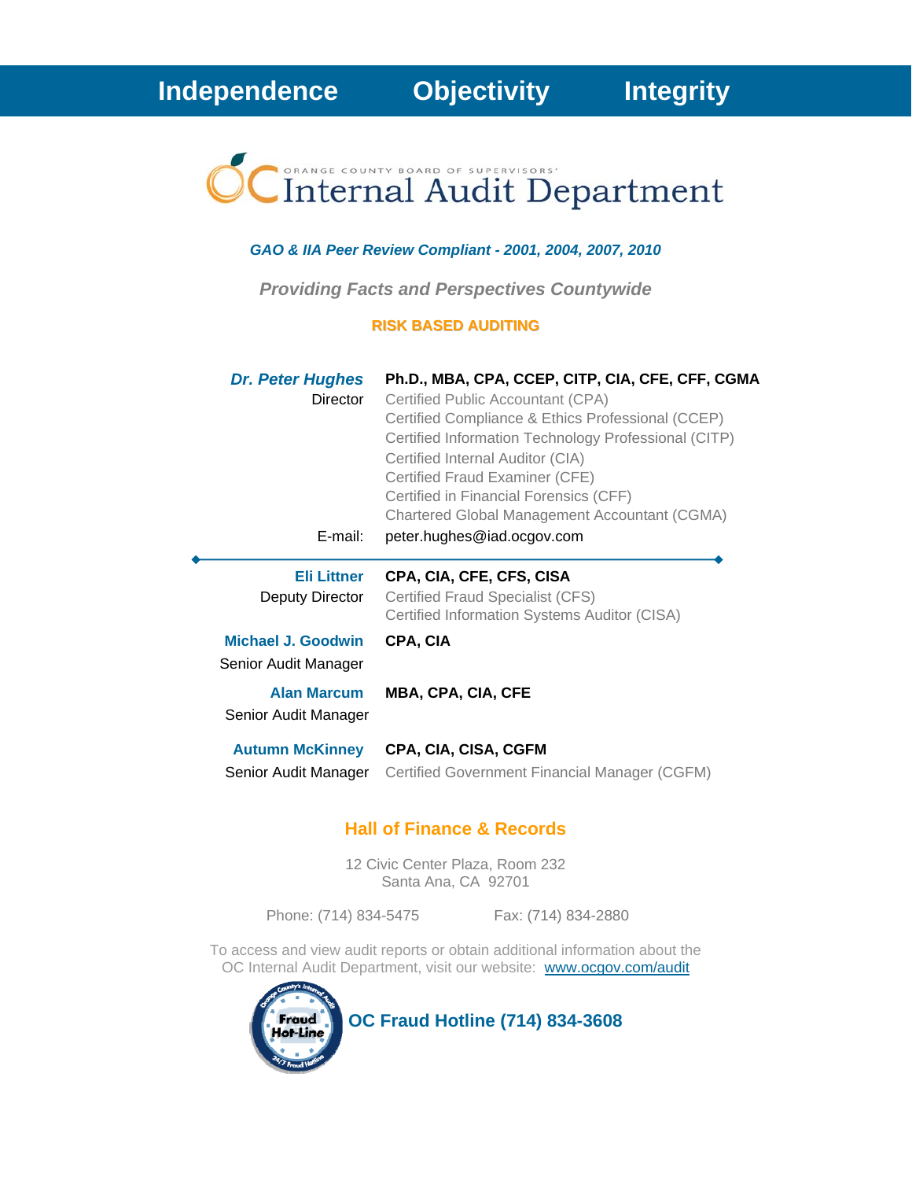**Independence Objectivity Integrity**

ORANGE COUNTY BOARD OF SUPERVISORS'

# Internal Audit Department

***GAO & IIA Peer Review Compliant - 2001, 2004, 2007, 2010***

***Providing Facts and Perspectives Countywide***

**RISK BASED AUDITING**

***Dr. Peter Hughes***
Director

**Ph.D., MBA, CPA, CCEP, CITP, CIA, CFE, CFF, CGMA**
Certified Public Accountant (CPA)
Certified Compliance & Ethics Professional (CCEP)
Certified Information Technology Professional (CITP)
Certified Internal Auditor (CIA)
Certified Fraud Examiner (CFE)
Certified in Financial Forensics (CFF)
Chartered Global Management Accountant (CGMA)

E-mail: peter.hughes@iad.ocgov.com

---

**Eli Littner**
Deputy Director

**CPA, CIA, CFE, CFS, CISA**
Certified Fraud Specialist (CFS)
Certified Information Systems Auditor (CISA)

**Michael J. Goodwin**
Senior Audit Manager

**CPA, CIA**

**Alan Marcum**
Senior Audit Manager

**MBA, CPA, CIA, CFE**

**Autumn McKinney**
Senior Audit Manager

**CPA, CIA, CISA, CGFM**
Certified Government Financial Manager (CGFM)

## Hall of Finance & Records

12 Civic Center Plaza, Room 232
Santa Ana, CA 92701

Phone: (714) 834-5475 Fax: (714) 834-2880

To access and view audit reports or obtain additional information about the OC Internal Audit Department, visit our website: www.ocgov.com/audit

**OC Fraud Hotline (714) 834-3608**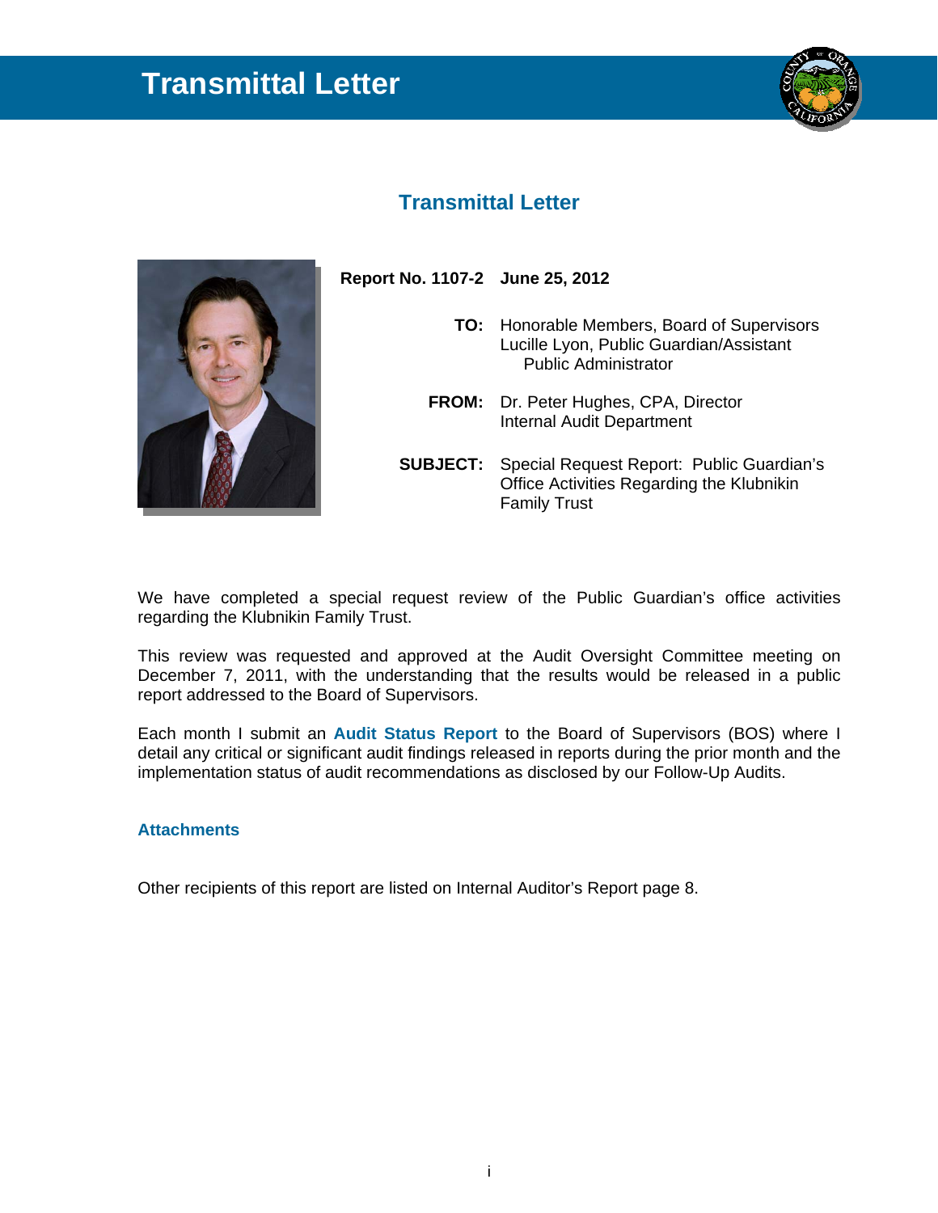# Transmittal Letter

## Transmittal Letter

**Report No. 1107-2 June 25, 2012**

**TO:** Honorable Members, Board of Supervisors
Lucille Lyon, Public Guardian/Assistant Public Administrator

**FROM:** Dr. Peter Hughes, CPA, Director
Internal Audit Department

**SUBJECT:** Special Request Report: Public Guardian's Office Activities Regarding the Klubnikin Family Trust

We have completed a special request review of the Public Guardian's office activities regarding the Klubnikin Family Trust.

This review was requested and approved at the Audit Oversight Committee meeting on December 7, 2011, with the understanding that the results would be released in a public report addressed to the Board of Supervisors.

Each month I submit an **Audit Status Report** to the Board of Supervisors (BOS) where I detail any critical or significant audit findings released in reports during the prior month and the implementation status of audit recommendations as disclosed by our Follow-Up Audits.

### Attachments

Other recipients of this report are listed on Internal Auditor's Report page 8.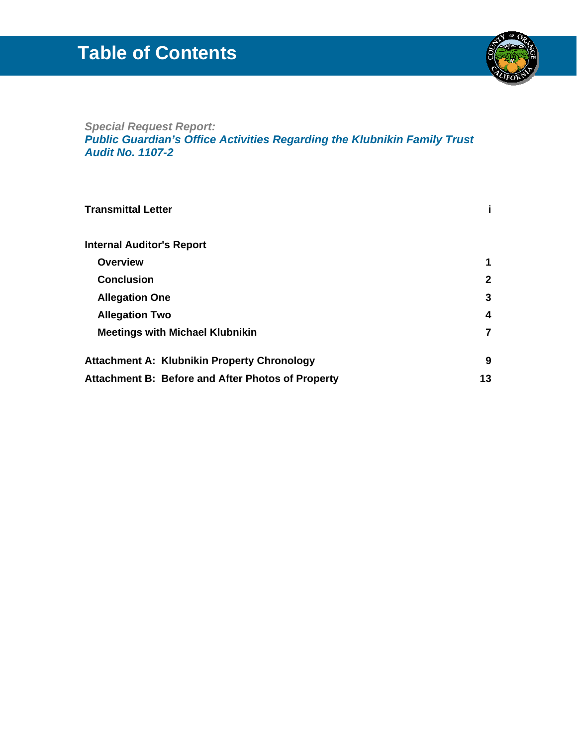# Table of Contents

*Special Request Report:*
***Public Guardian's Office Activities Regarding the Klubnikin Family Trust Audit No. 1107-2***

| | |
|---|---|
| **Transmittal Letter** | **i** |
| **Internal Auditor's Report** | |
| **Overview** | **1** |
| **Conclusion** | **2** |
| **Allegation One** | **3** |
| **Allegation Two** | **4** |
| **Meetings with Michael Klubnikin** | **7** |
| **Attachment A: Klubnikin Property Chronology** | **9** |
| **Attachment B: Before and After Photos of Property** | **13** |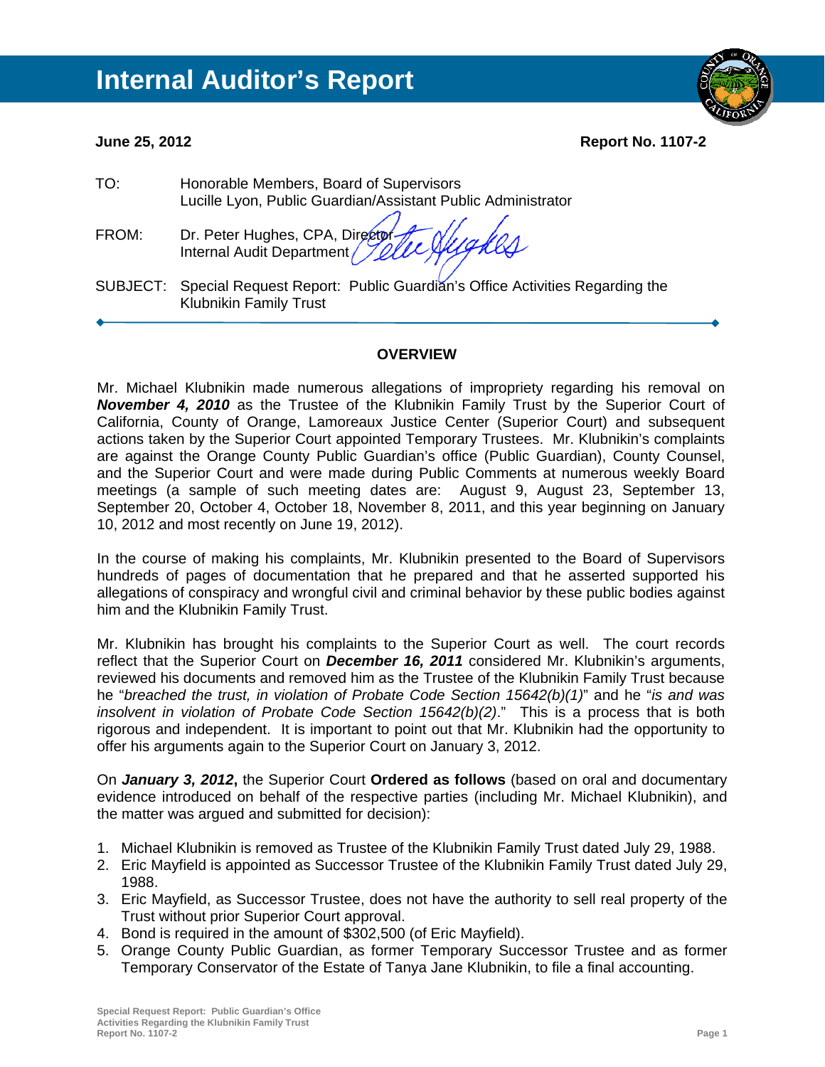# Internal Auditor's Report

**June 25, 2012** **Report No. 1107-2**

TO: Honorable Members, Board of Supervisors
Lucille Lyon, Public Guardian/Assistant Public Administrator

FROM: Dr. Peter Hughes, CPA, Director
Internal Audit Department

SUBJECT: Special Request Report: Public Guardian's Office Activities Regarding the Klubnikin Family Trust

## OVERVIEW

Mr. Michael Klubnikin made numerous allegations of impropriety regarding his removal on ***November 4, 2010*** as the Trustee of the Klubnikin Family Trust by the Superior Court of California, County of Orange, Lamoreaux Justice Center (Superior Court) and subsequent actions taken by the Superior Court appointed Temporary Trustees. Mr. Klubnikin's complaints are against the Orange County Public Guardian's office (Public Guardian), County Counsel, and the Superior Court and were made during Public Comments at numerous weekly Board meetings (a sample of such meeting dates are: August 9, August 23, September 13, September 20, October 4, October 18, November 8, 2011, and this year beginning on January 10, 2012 and most recently on June 19, 2012).

In the course of making his complaints, Mr. Klubnikin presented to the Board of Supervisors hundreds of pages of documentation that he prepared and that he asserted supported his allegations of conspiracy and wrongful civil and criminal behavior by these public bodies against him and the Klubnikin Family Trust.

Mr. Klubnikin has brought his complaints to the Superior Court as well. The court records reflect that the Superior Court on ***December 16, 2011*** considered Mr. Klubnikin's arguments, reviewed his documents and removed him as the Trustee of the Klubnikin Family Trust because he "*breached the trust, in violation of Probate Code Section 15642(b)(1)*" and he "*is and was insolvent in violation of Probate Code Section 15642(b)(2)*." This is a process that is both rigorous and independent. It is important to point out that Mr. Klubnikin had the opportunity to offer his arguments again to the Superior Court on January 3, 2012.

On ***January 3, 2012***, the Superior Court **Ordered as follows** (based on oral and documentary evidence introduced on behalf of the respective parties (including Mr. Michael Klubnikin), and the matter was argued and submitted for decision):

1. Michael Klubnikin is removed as Trustee of the Klubnikin Family Trust dated July 29, 1988.
2. Eric Mayfield is appointed as Successor Trustee of the Klubnikin Family Trust dated July 29, 1988.
3. Eric Mayfield, as Successor Trustee, does not have the authority to sell real property of the Trust without prior Superior Court approval.
4. Bond is required in the amount of $302,500 (of Eric Mayfield).
5. Orange County Public Guardian, as former Temporary Successor Trustee and as former Temporary Conservator of the Estate of Tanya Jane Klubnikin, to file a final accounting.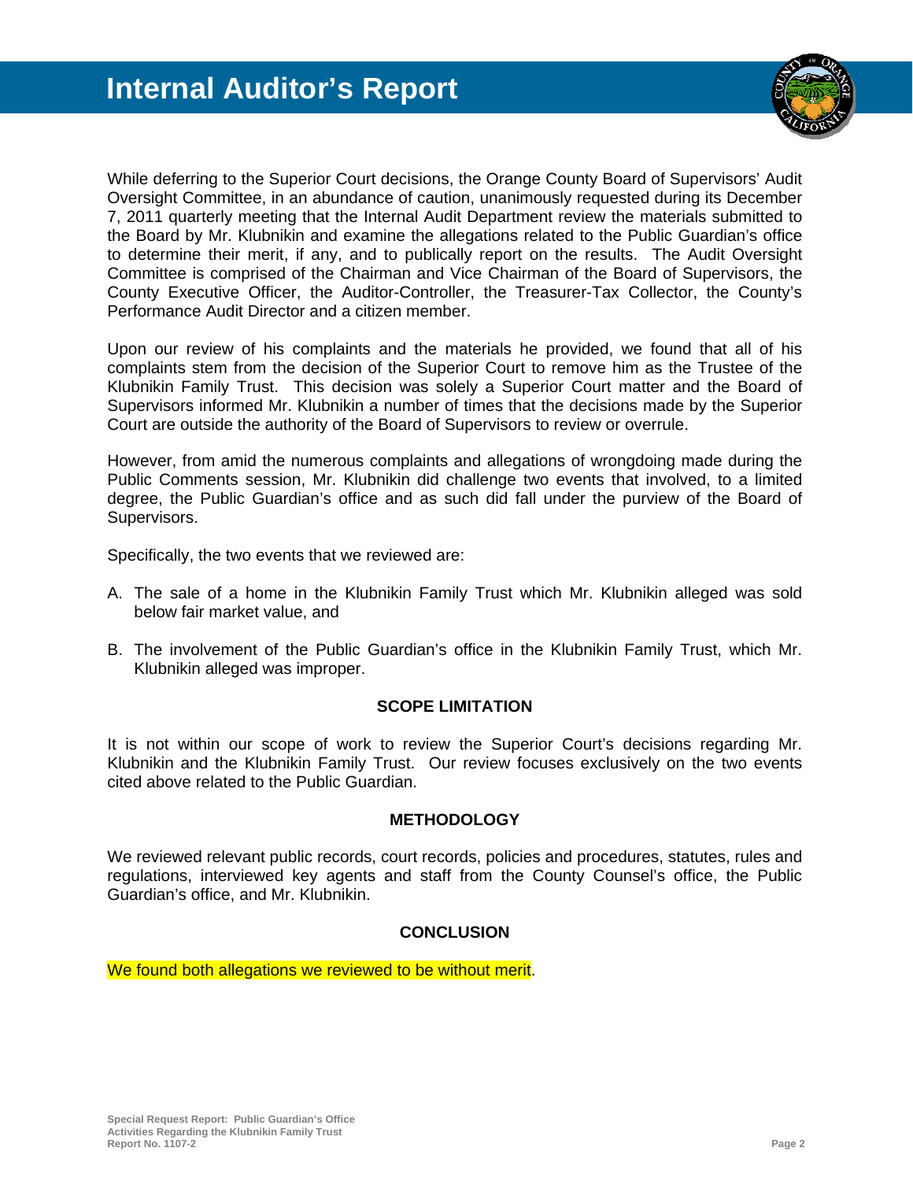# Internal Auditor's Report

While deferring to the Superior Court decisions, the Orange County Board of Supervisors' Audit Oversight Committee, in an abundance of caution, unanimously requested during its December 7, 2011 quarterly meeting that the Internal Audit Department review the materials submitted to the Board by Mr. Klubnikin and examine the allegations related to the Public Guardian's office to determine their merit, if any, and to publically report on the results. The Audit Oversight Committee is comprised of the Chairman and Vice Chairman of the Board of Supervisors, the County Executive Officer, the Auditor-Controller, the Treasurer-Tax Collector, the County's Performance Audit Director and a citizen member.

Upon our review of his complaints and the materials he provided, we found that all of his complaints stem from the decision of the Superior Court to remove him as the Trustee of the Klubnikin Family Trust. This decision was solely a Superior Court matter and the Board of Supervisors informed Mr. Klubnikin a number of times that the decisions made by the Superior Court are outside the authority of the Board of Supervisors to review or overrule.

However, from amid the numerous complaints and allegations of wrongdoing made during the Public Comments session, Mr. Klubnikin did challenge two events that involved, to a limited degree, the Public Guardian's office and as such did fall under the purview of the Board of Supervisors.

Specifically, the two events that we reviewed are:

A. The sale of a home in the Klubnikin Family Trust which Mr. Klubnikin alleged was sold below fair market value, and

B. The involvement of the Public Guardian's office in the Klubnikin Family Trust, which Mr. Klubnikin alleged was improper.

### SCOPE LIMITATION

It is not within our scope of work to review the Superior Court's decisions regarding Mr. Klubnikin and the Klubnikin Family Trust. Our review focuses exclusively on the two events cited above related to the Public Guardian.

### METHODOLOGY

We reviewed relevant public records, court records, policies and procedures, statutes, rules and regulations, interviewed key agents and staff from the County Counsel's office, the Public Guardian's office, and Mr. Klubnikin.

### CONCLUSION

We found both allegations we reviewed to be without merit.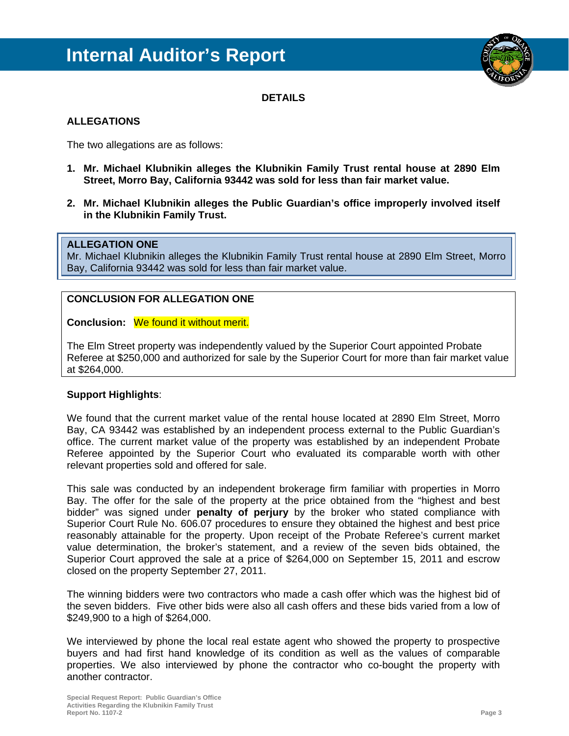## DETAILS

### ALLEGATIONS

The two allegations are as follows:

1. **Mr. Michael Klubnikin alleges the Klubnikin Family Trust rental house at 2890 Elm Street, Morro Bay, California 93442 was sold for less than fair market value.**

2. **Mr. Michael Klubnikin alleges the Public Guardian's office improperly involved itself in the Klubnikin Family Trust.**

**ALLEGATION ONE**
Mr. Michael Klubnikin alleges the Klubnikin Family Trust rental house at 2890 Elm Street, Morro Bay, California 93442 was sold for less than fair market value.

**CONCLUSION FOR ALLEGATION ONE**

**Conclusion:** We found it without merit.

The Elm Street property was independently valued by the Superior Court appointed Probate Referee at $250,000 and authorized for sale by the Superior Court for more than fair market value at $264,000.

**Support Highlights**:

We found that the current market value of the rental house located at 2890 Elm Street, Morro Bay, CA 93442 was established by an independent process external to the Public Guardian's office. The current market value of the property was established by an independent Probate Referee appointed by the Superior Court who evaluated its comparable worth with other relevant properties sold and offered for sale.

This sale was conducted by an independent brokerage firm familiar with properties in Morro Bay. The offer for the sale of the property at the price obtained from the "highest and best bidder" was signed under **penalty of perjury** by the broker who stated compliance with Superior Court Rule No. 606.07 procedures to ensure they obtained the highest and best price reasonably attainable for the property. Upon receipt of the Probate Referee's current market value determination, the broker's statement, and a review of the seven bids obtained, the Superior Court approved the sale at a price of $264,000 on September 15, 2011 and escrow closed on the property September 27, 2011.

The winning bidders were two contractors who made a cash offer which was the highest bid of the seven bidders. Five other bids were also all cash offers and these bids varied from a low of $249,900 to a high of $264,000.

We interviewed by phone the local real estate agent who showed the property to prospective buyers and had first hand knowledge of its condition as well as the values of comparable properties. We also interviewed by phone the contractor who co-bought the property with another contractor.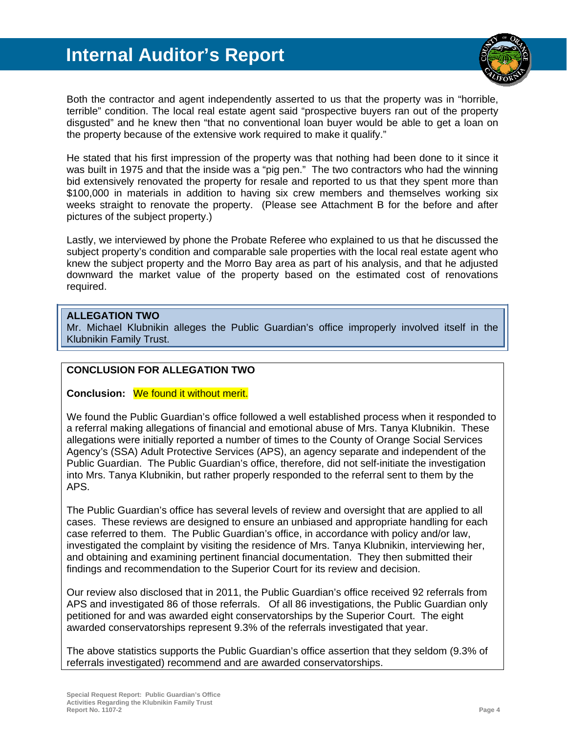Both the contractor and agent independently asserted to us that the property was in "horrible, terrible" condition. The local real estate agent said "prospective buyers ran out of the property disgusted" and he knew then "that no conventional loan buyer would be able to get a loan on the property because of the extensive work required to make it qualify."

He stated that his first impression of the property was that nothing had been done to it since it was built in 1975 and that the inside was a "pig pen." The two contractors who had the winning bid extensively renovated the property for resale and reported to us that they spent more than $100,000 in materials in addition to having six crew members and themselves working six weeks straight to renovate the property. (Please see Attachment B for the before and after pictures of the subject property.)

Lastly, we interviewed by phone the Probate Referee who explained to us that he discussed the subject property's condition and comparable sale properties with the local real estate agent who knew the subject property and the Morro Bay area as part of his analysis, and that he adjusted downward the market value of the property based on the estimated cost of renovations required.

**ALLEGATION TWO**
Mr. Michael Klubnikin alleges the Public Guardian's office improperly involved itself in the Klubnikin Family Trust.

**CONCLUSION FOR ALLEGATION TWO**

**Conclusion:** We found it without merit.

We found the Public Guardian's office followed a well established process when it responded to a referral making allegations of financial and emotional abuse of Mrs. Tanya Klubnikin. These allegations were initially reported a number of times to the County of Orange Social Services Agency's (SSA) Adult Protective Services (APS), an agency separate and independent of the Public Guardian. The Public Guardian's office, therefore, did not self-initiate the investigation into Mrs. Tanya Klubnikin, but rather properly responded to the referral sent to them by the APS.

The Public Guardian's office has several levels of review and oversight that are applied to all cases. These reviews are designed to ensure an unbiased and appropriate handling for each case referred to them. The Public Guardian's office, in accordance with policy and/or law, investigated the complaint by visiting the residence of Mrs. Tanya Klubnikin, interviewing her, and obtaining and examining pertinent financial documentation. They then submitted their findings and recommendation to the Superior Court for its review and decision.

Our review also disclosed that in 2011, the Public Guardian's office received 92 referrals from APS and investigated 86 of those referrals. Of all 86 investigations, the Public Guardian only petitioned for and was awarded eight conservatorships by the Superior Court. The eight awarded conservatorships represent 9.3% of the referrals investigated that year.

The above statistics supports the Public Guardian's office assertion that they seldom (9.3% of referrals investigated) recommend and are awarded conservatorships.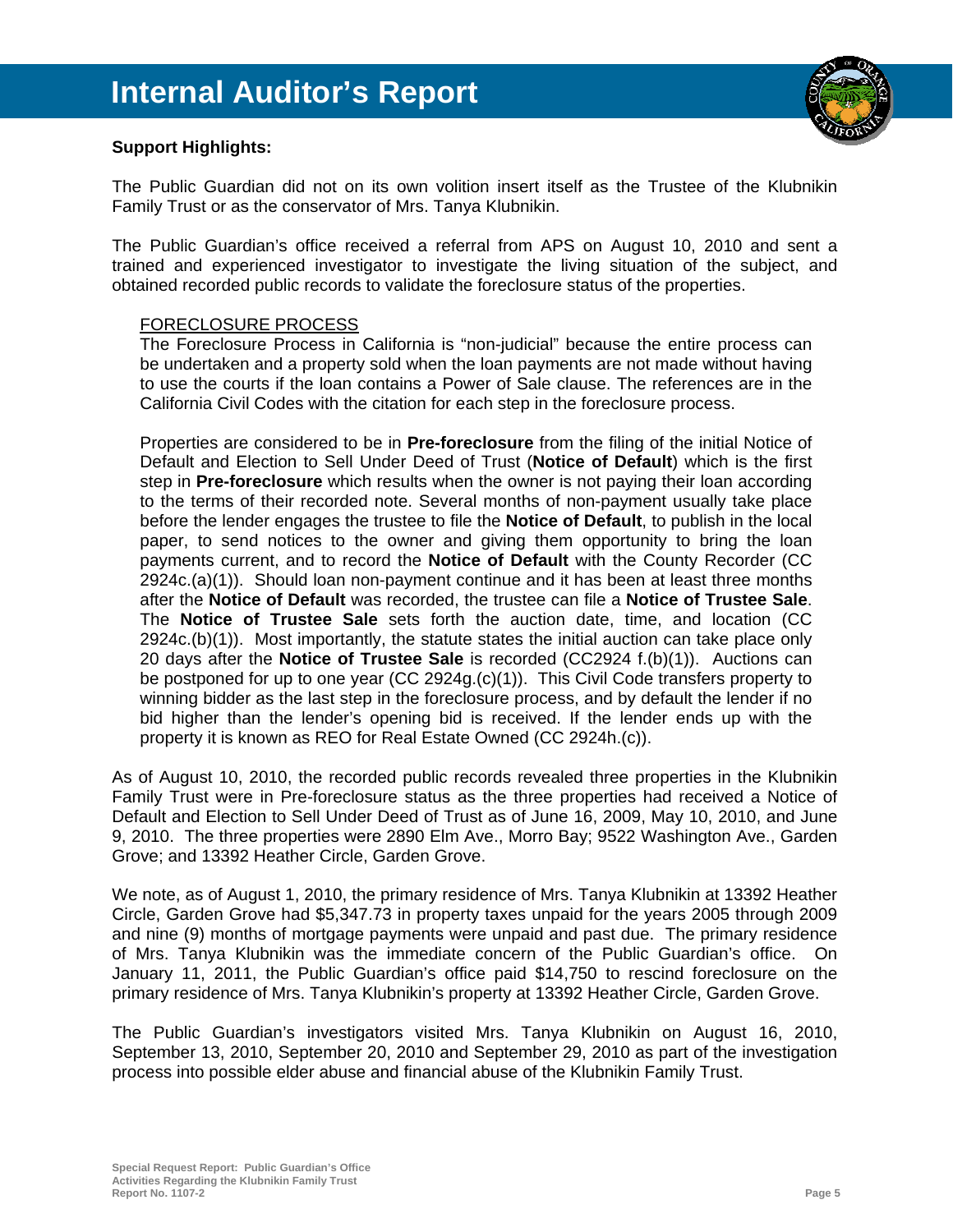**Support Highlights:**

The Public Guardian did not on its own volition insert itself as the Trustee of the Klubnikin Family Trust or as the conservator of Mrs. Tanya Klubnikin.

The Public Guardian's office received a referral from APS on August 10, 2010 and sent a trained and experienced investigator to investigate the living situation of the subject, and obtained recorded public records to validate the foreclosure status of the properties.

> FORECLOSURE PROCESS
>
> The Foreclosure Process in California is "non-judicial" because the entire process can be undertaken and a property sold when the loan payments are not made without having to use the courts if the loan contains a Power of Sale clause. The references are in the California Civil Codes with the citation for each step in the foreclosure process.
>
> Properties are considered to be in **Pre-foreclosure** from the filing of the initial Notice of Default and Election to Sell Under Deed of Trust (**Notice of Default**) which is the first step in **Pre-foreclosure** which results when the owner is not paying their loan according to the terms of their recorded note. Several months of non-payment usually take place before the lender engages the trustee to file the **Notice of Default**, to publish in the local paper, to send notices to the owner and giving them opportunity to bring the loan payments current, and to record the **Notice of Default** with the County Recorder (CC 2924c.(a)(1)). Should loan non-payment continue and it has been at least three months after the **Notice of Default** was recorded, the trustee can file a **Notice of Trustee Sale**. The **Notice of Trustee Sale** sets forth the auction date, time, and location (CC 2924c.(b)(1)). Most importantly, the statute states the initial auction can take place only 20 days after the **Notice of Trustee Sale** is recorded (CC2924 f.(b)(1)). Auctions can be postponed for up to one year (CC 2924g.(c)(1)). This Civil Code transfers property to winning bidder as the last step in the foreclosure process, and by default the lender if no bid higher than the lender's opening bid is received. If the lender ends up with the property it is known as REO for Real Estate Owned (CC 2924h.(c)).

As of August 10, 2010, the recorded public records revealed three properties in the Klubnikin Family Trust were in Pre-foreclosure status as the three properties had received a Notice of Default and Election to Sell Under Deed of Trust as of June 16, 2009, May 10, 2010, and June 9, 2010. The three properties were 2890 Elm Ave., Morro Bay; 9522 Washington Ave., Garden Grove; and 13392 Heather Circle, Garden Grove.

We note, as of August 1, 2010, the primary residence of Mrs. Tanya Klubnikin at 13392 Heather Circle, Garden Grove had $5,347.73 in property taxes unpaid for the years 2005 through 2009 and nine (9) months of mortgage payments were unpaid and past due. The primary residence of Mrs. Tanya Klubnikin was the immediate concern of the Public Guardian's office. On January 11, 2011, the Public Guardian's office paid $14,750 to rescind foreclosure on the primary residence of Mrs. Tanya Klubnikin's property at 13392 Heather Circle, Garden Grove.

The Public Guardian's investigators visited Mrs. Tanya Klubnikin on August 16, 2010, September 13, 2010, September 20, 2010 and September 29, 2010 as part of the investigation process into possible elder abuse and financial abuse of the Klubnikin Family Trust.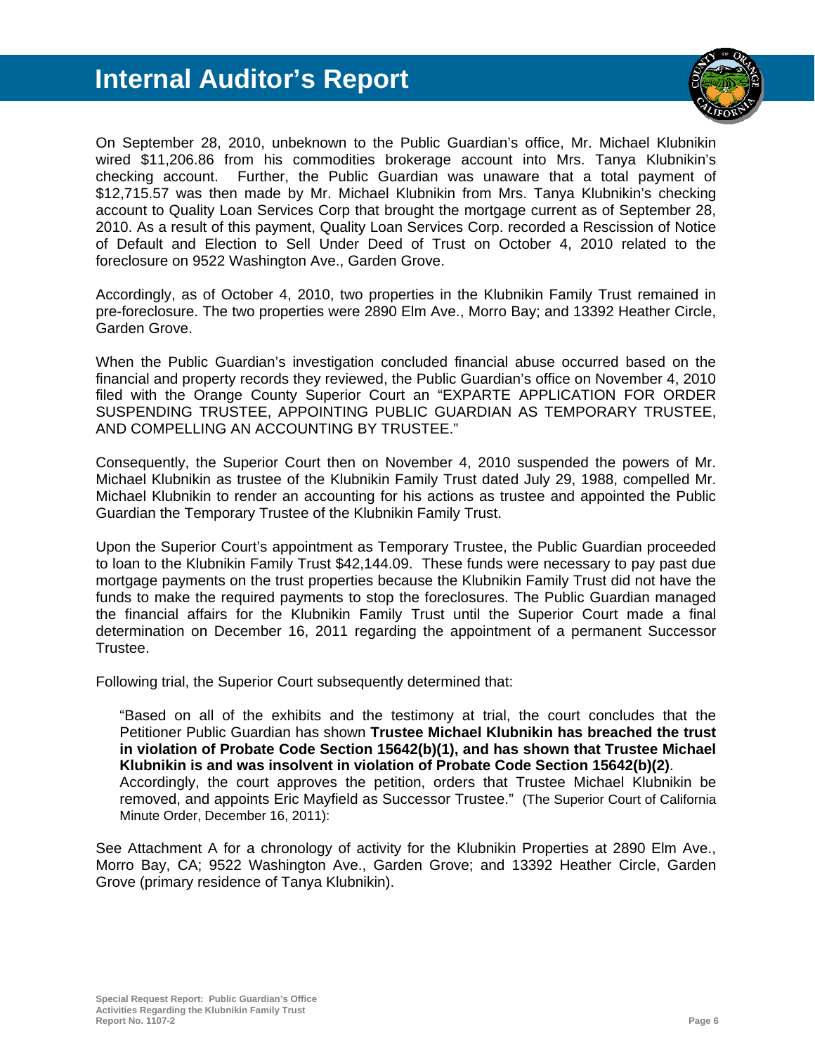On September 28, 2010, unbeknown to the Public Guardian's office, Mr. Michael Klubnikin wired $11,206.86 from his commodities brokerage account into Mrs. Tanya Klubnikin's checking account. Further, the Public Guardian was unaware that a total payment of $12,715.57 was then made by Mr. Michael Klubnikin from Mrs. Tanya Klubnikin's checking account to Quality Loan Services Corp that brought the mortgage current as of September 28, 2010. As a result of this payment, Quality Loan Services Corp. recorded a Rescission of Notice of Default and Election to Sell Under Deed of Trust on October 4, 2010 related to the foreclosure on 9522 Washington Ave., Garden Grove.

Accordingly, as of October 4, 2010, two properties in the Klubnikin Family Trust remained in pre-foreclosure. The two properties were 2890 Elm Ave., Morro Bay; and 13392 Heather Circle, Garden Grove.

When the Public Guardian's investigation concluded financial abuse occurred based on the financial and property records they reviewed, the Public Guardian's office on November 4, 2010 filed with the Orange County Superior Court an "EXPARTE APPLICATION FOR ORDER SUSPENDING TRUSTEE, APPOINTING PUBLIC GUARDIAN AS TEMPORARY TRUSTEE, AND COMPELLING AN ACCOUNTING BY TRUSTEE."

Consequently, the Superior Court then on November 4, 2010 suspended the powers of Mr. Michael Klubnikin as trustee of the Klubnikin Family Trust dated July 29, 1988, compelled Mr. Michael Klubnikin to render an accounting for his actions as trustee and appointed the Public Guardian the Temporary Trustee of the Klubnikin Family Trust.

Upon the Superior Court's appointment as Temporary Trustee, the Public Guardian proceeded to loan to the Klubnikin Family Trust $42,144.09. These funds were necessary to pay past due mortgage payments on the trust properties because the Klubnikin Family Trust did not have the funds to make the required payments to stop the foreclosures. The Public Guardian managed the financial affairs for the Klubnikin Family Trust until the Superior Court made a final determination on December 16, 2011 regarding the appointment of a permanent Successor Trustee.

Following trial, the Superior Court subsequently determined that:

> "Based on all of the exhibits and the testimony at trial, the court concludes that the Petitioner Public Guardian has shown **Trustee Michael Klubnikin has breached the trust in violation of Probate Code Section 15642(b)(1), and has shown that Trustee Michael Klubnikin is and was insolvent in violation of Probate Code Section 15642(b)(2)**. Accordingly, the court approves the petition, orders that Trustee Michael Klubnikin be removed, and appoints Eric Mayfield as Successor Trustee." (The Superior Court of California Minute Order, December 16, 2011):

See Attachment A for a chronology of activity for the Klubnikin Properties at 2890 Elm Ave., Morro Bay, CA; 9522 Washington Ave., Garden Grove; and 13392 Heather Circle, Garden Grove (primary residence of Tanya Klubnikin).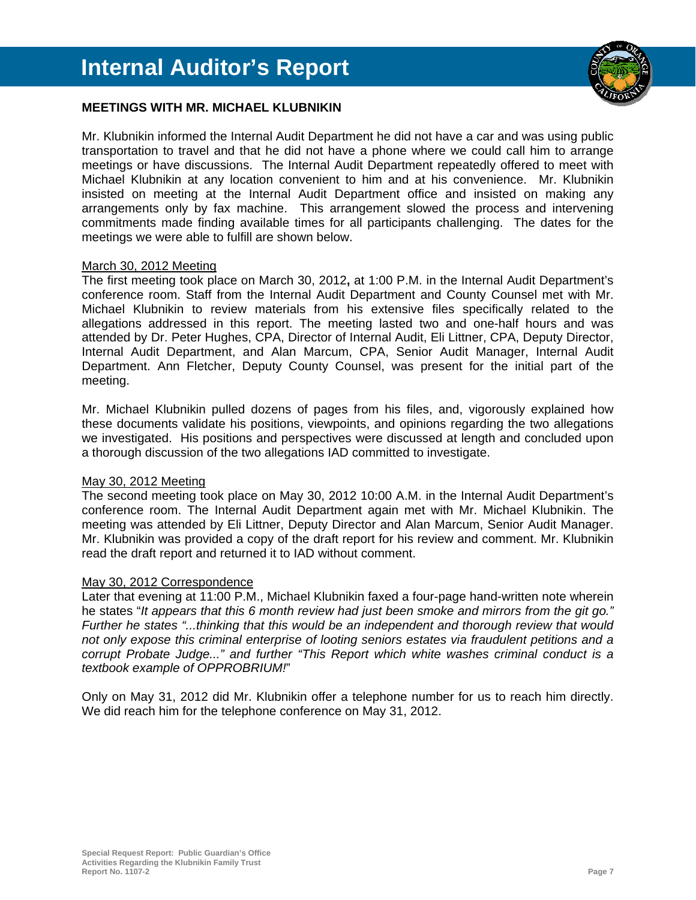# Internal Auditor's Report

## MEETINGS WITH MR. MICHAEL KLUBNIKIN

Mr. Klubnikin informed the Internal Audit Department he did not have a car and was using public transportation to travel and that he did not have a phone where we could call him to arrange meetings or have discussions. The Internal Audit Department repeatedly offered to meet with Michael Klubnikin at any location convenient to him and at his convenience. Mr. Klubnikin insisted on meeting at the Internal Audit Department office and insisted on making any arrangements only by fax machine. This arrangement slowed the process and intervening commitments made finding available times for all participants challenging. The dates for the meetings we were able to fulfill are shown below.

### March 30, 2012 Meeting

The first meeting took place on March 30, 2012**,** at 1:00 P.M. in the Internal Audit Department's conference room. Staff from the Internal Audit Department and County Counsel met with Mr. Michael Klubnikin to review materials from his extensive files specifically related to the allegations addressed in this report. The meeting lasted two and one-half hours and was attended by Dr. Peter Hughes, CPA, Director of Internal Audit, Eli Littner, CPA, Deputy Director, Internal Audit Department, and Alan Marcum, CPA, Senior Audit Manager, Internal Audit Department. Ann Fletcher, Deputy County Counsel, was present for the initial part of the meeting.

Mr. Michael Klubnikin pulled dozens of pages from his files, and, vigorously explained how these documents validate his positions, viewpoints, and opinions regarding the two allegations we investigated. His positions and perspectives were discussed at length and concluded upon a thorough discussion of the two allegations IAD committed to investigate.

### May 30, 2012 Meeting

The second meeting took place on May 30, 2012 10:00 A.M. in the Internal Audit Department's conference room. The Internal Audit Department again met with Mr. Michael Klubnikin. The meeting was attended by Eli Littner, Deputy Director and Alan Marcum, Senior Audit Manager. Mr. Klubnikin was provided a copy of the draft report for his review and comment. Mr. Klubnikin read the draft report and returned it to IAD without comment.

### May 30, 2012 Correspondence

Later that evening at 11:00 P.M., Michael Klubnikin faxed a four-page hand-written note wherein he states "*It appears that this 6 month review had just been smoke and mirrors from the git go." Further he states "...thinking that this would be an independent and thorough review that would not only expose this criminal enterprise of looting seniors estates via fraudulent petitions and a corrupt Probate Judge..." and further "This Report which white washes criminal conduct is a textbook example of OPPROBRIUM!*"

Only on May 31, 2012 did Mr. Klubnikin offer a telephone number for us to reach him directly. We did reach him for the telephone conference on May 31, 2012.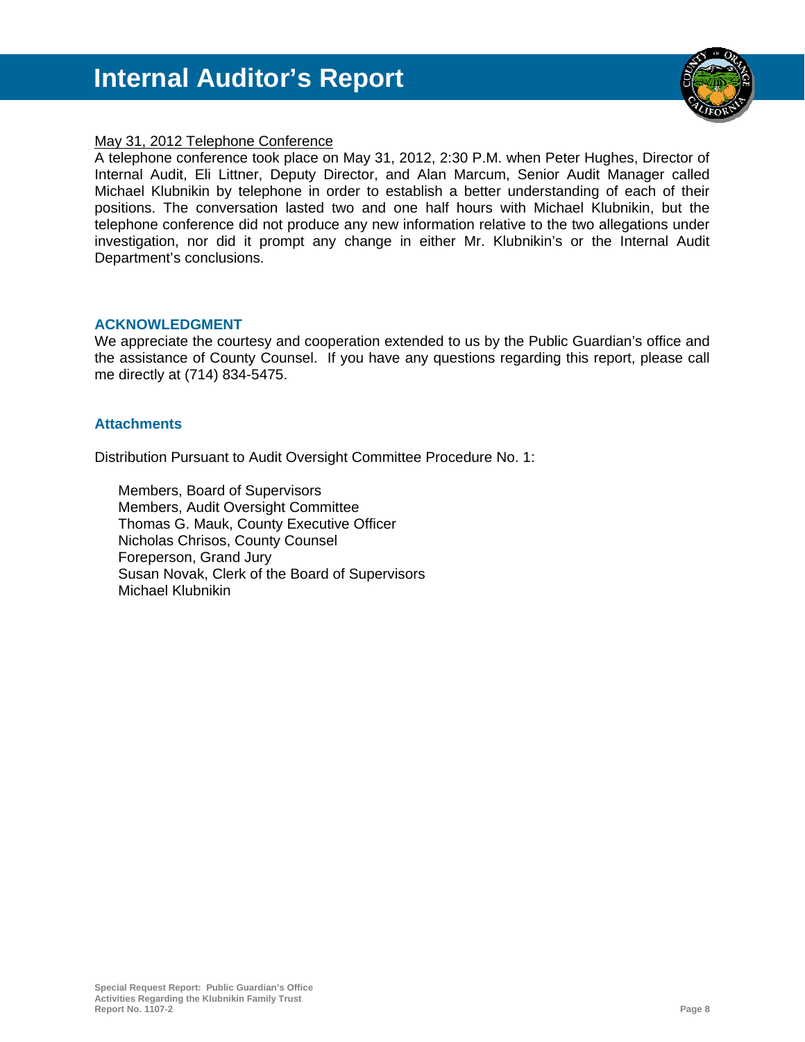May 31, 2012 Telephone Conference

A telephone conference took place on May 31, 2012, 2:30 P.M. when Peter Hughes, Director of Internal Audit, Eli Littner, Deputy Director, and Alan Marcum, Senior Audit Manager called Michael Klubnikin by telephone in order to establish a better understanding of each of their positions. The conversation lasted two and one half hours with Michael Klubnikin, but the telephone conference did not produce any new information relative to the two allegations under investigation, nor did it prompt any change in either Mr. Klubnikin's or the Internal Audit Department's conclusions.

## ACKNOWLEDGMENT

We appreciate the courtesy and cooperation extended to us by the Public Guardian's office and the assistance of County Counsel. If you have any questions regarding this report, please call me directly at (714) 834-5475.

## Attachments

Distribution Pursuant to Audit Oversight Committee Procedure No. 1:

Members, Board of Supervisors
Members, Audit Oversight Committee
Thomas G. Mauk, County Executive Officer
Nicholas Chrisos, County Counsel
Foreperson, Grand Jury
Susan Novak, Clerk of the Board of Supervisors
Michael Klubnikin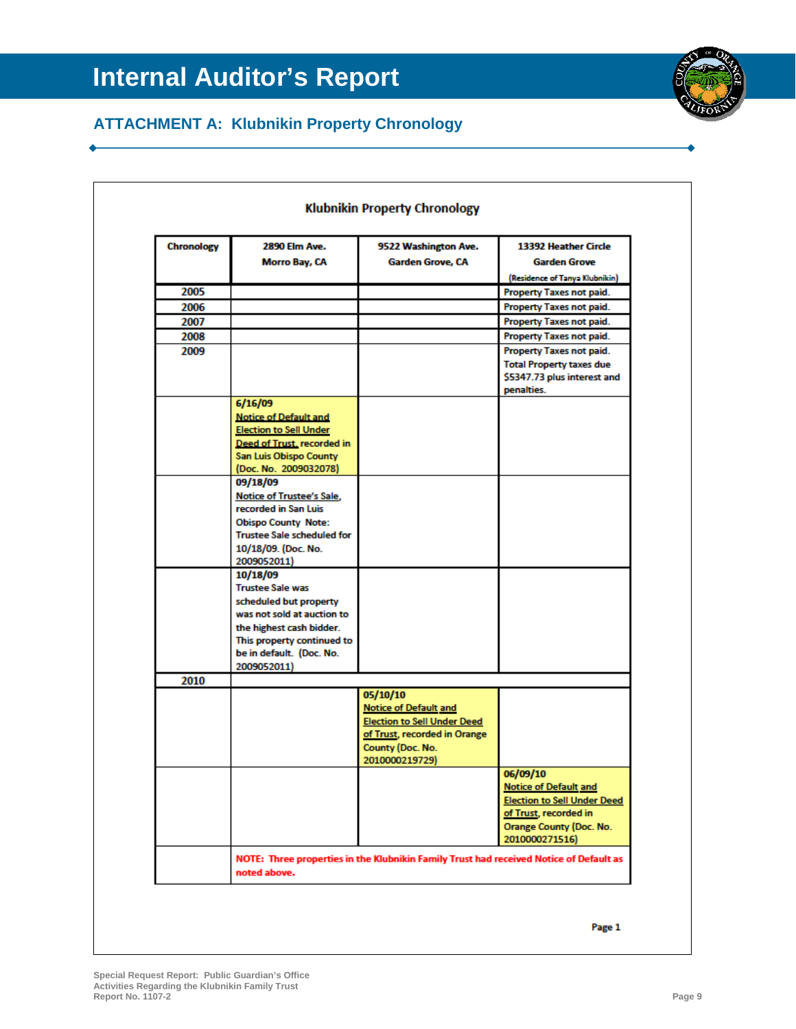# Internal Auditor's Report

## ATTACHMENT A: Klubnikin Property Chronology

### Klubnikin Property Chronology

| Chronology | 2890 Elm Ave. Morro Bay, CA | 9522 Washington Ave. Garden Grove, CA | 13392 Heather Circle Garden Grove (Residence of Tanya Klubnikin) |
|---|---|---|---|
| 2005 | | | Property Taxes not paid. |
| 2006 | | | Property Taxes not paid. |
| 2007 | | | Property Taxes not paid. |
| 2008 | | | Property Taxes not paid. |
| 2009 | | | Property Taxes not paid. Total Property taxes due $5347.73 plus interest and penalties. |
| | 6/16/09 Notice of Default and Election to Sell Under Deed of Trust, recorded in San Luis Obispo County (Doc. No. 2009032078) | | |
| | 09/18/09 Notice of Trustee's Sale, recorded in San Luis Obispo County Note: Trustee Sale scheduled for 10/18/09. (Doc. No. 2009052011) | | |
| | 10/18/09 Trustee Sale was scheduled but property was not sold at auction to the highest cash bidder. This property continued to be in default. (Doc. No. 2009052011) | | |
| 2010 | | | |
| | | 05/10/10 Notice of Default and Election to Sell Under Deed of Trust, recorded in Orange County (Doc. No. 2010000219729) | |
| | | | 06/09/10 Notice of Default and Election to Sell Under Deed of Trust, recorded in Orange County (Doc. No. 2010000271516) |
| | **NOTE: Three properties in the Klubnikin Family Trust had received Notice of Default as noted above.** | | |

Page 1

Special Request Report: Public Guardian's Office Activities Regarding the Klubnikin Family Trust
Report No. 1107-2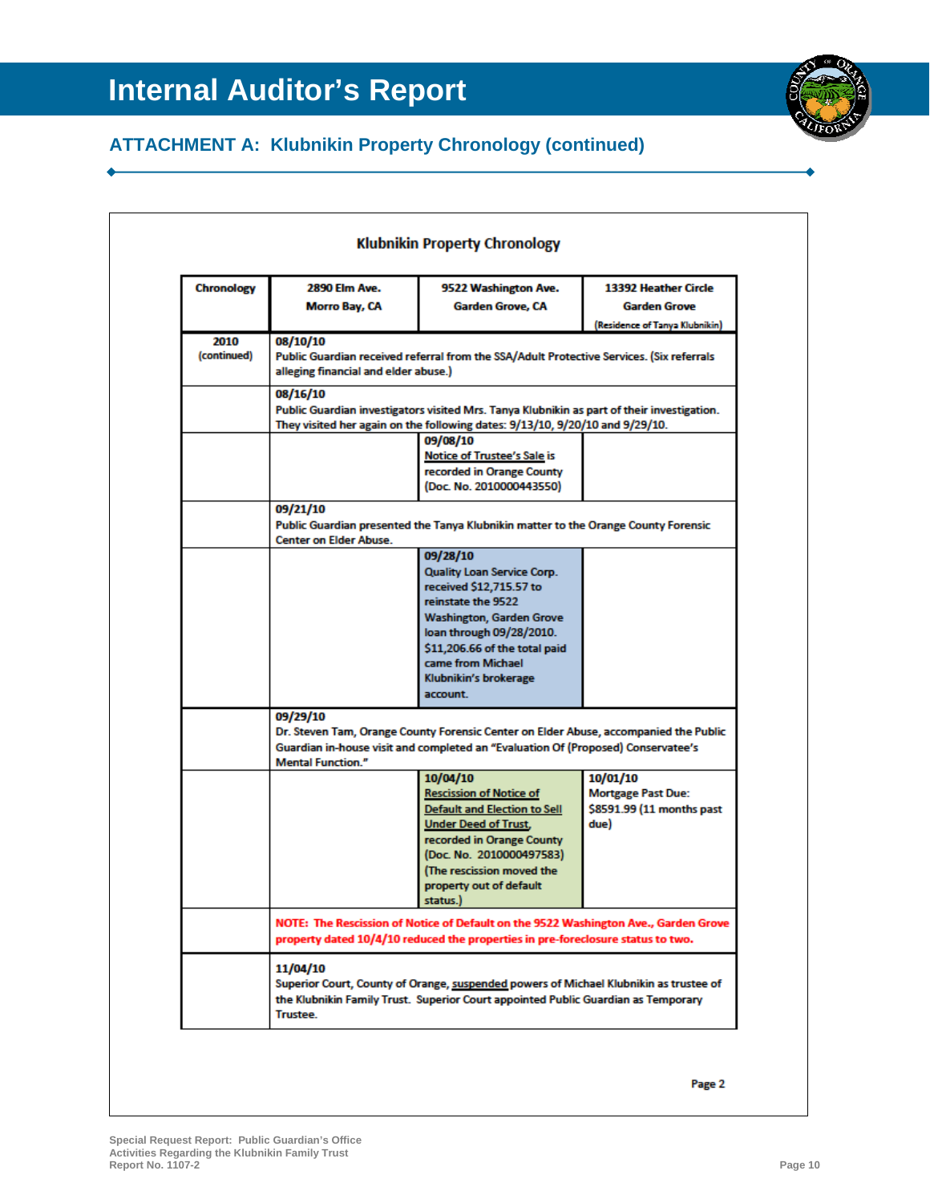# Internal Auditor's Report

## ATTACHMENT A: Klubnikin Property Chronology (continued)

### Klubnikin Property Chronology

| Chronology | 2890 Elm Ave. Morro Bay, CA | 9522 Washington Ave. Garden Grove, CA | 13392 Heather Circle Garden Grove (Residence of Tanya Klubnikin) |
|---|---|---|---|
| 2010 (continued) | **08/10/10** Public Guardian received referral from the SSA/Adult Protective Services. (Six referrals alleging financial and elder abuse.) | | |
| | **08/16/10** Public Guardian investigators visited Mrs. Tanya Klubnikin as part of their investigation. They visited her again on the following dates: 9/13/10, 9/20/10 and 9/29/10. | | |
| | | **09/08/10** Notice of Trustee's Sale is recorded in Orange County (Doc. No. 2010000443550) | |
| | **09/21/10** Public Guardian presented the Tanya Klubnikin matter to the Orange County Forensic Center on Elder Abuse. | | |
| | | **09/28/10** Quality Loan Service Corp. received $12,715.57 to reinstate the 9522 Washington, Garden Grove loan through 09/28/2010. $11,206.66 of the total paid came from Michael Klubnikin's brokerage account. | |
| | **09/29/10** Dr. Steven Tam, Orange County Forensic Center on Elder Abuse, accompanied the Public Guardian in-house visit and completed an "Evaluation Of (Proposed) Conservatee's Mental Function." | | |
| | | **10/04/10** Rescission of Notice of Default and Election to Sell Under Deed of Trust, recorded in Orange County (Doc. No. 2010000497583) (The rescission moved the property out of default status.) | **10/01/10** Mortgage Past Due: $8591.99 (11 months past due) |
| | **NOTE: The Rescission of Notice of Default on the 9522 Washington Ave., Garden Grove property dated 10/4/10 reduced the properties in pre-foreclosure status to two.** | | |
| | **11/04/10** Superior Court, County of Orange, suspended powers of Michael Klubnikin as trustee of the Klubnikin Family Trust. Superior Court appointed Public Guardian as Temporary Trustee. | | |

Page 2

Special Request Report: Public Guardian's Office
Activities Regarding the Klubnikin Family Trust
Report No. 1107-2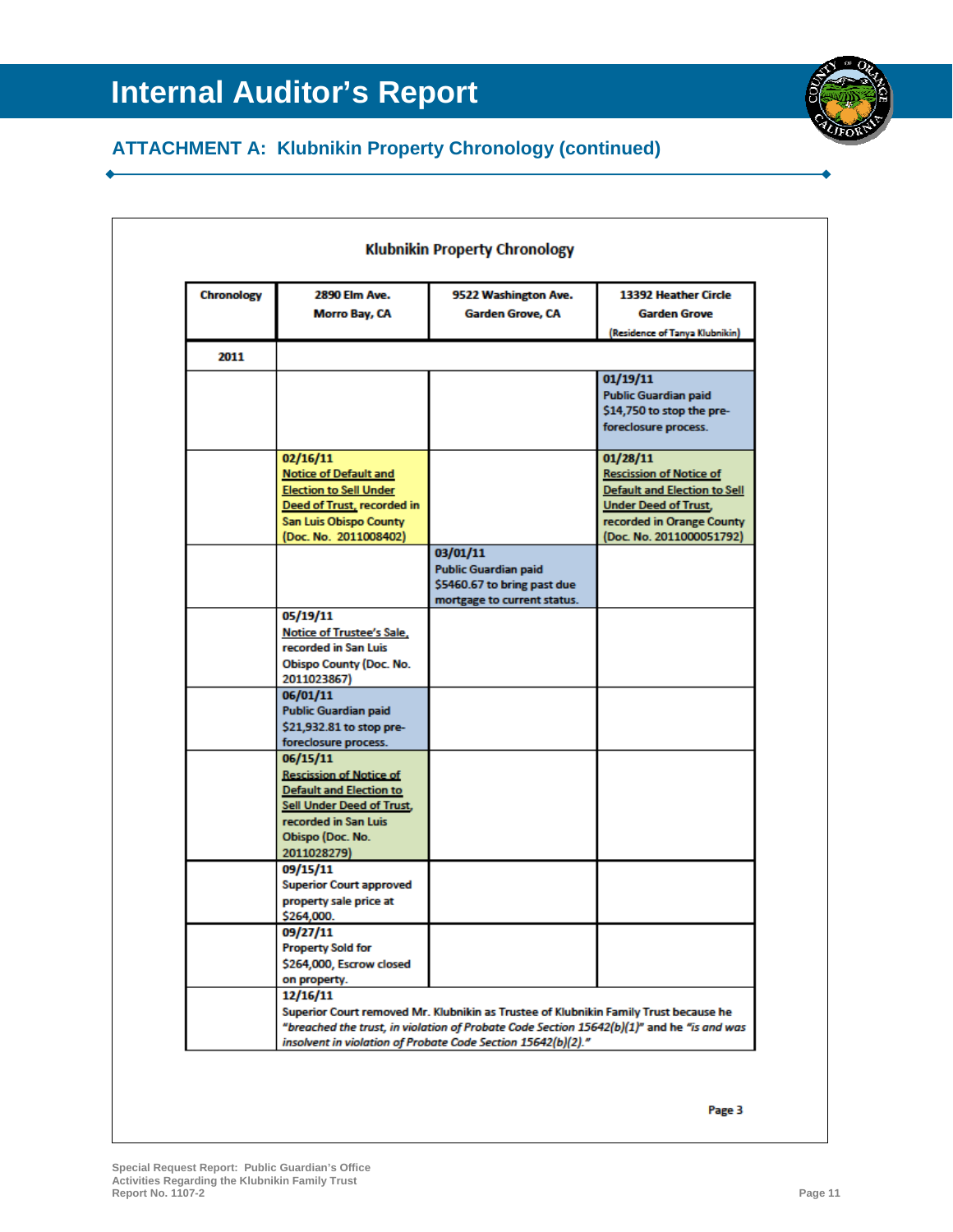# Internal Auditor's Report

## ATTACHMENT A: Klubnikin Property Chronology (continued)

### Klubnikin Property Chronology

| Chronology | 2890 Elm Ave. Morro Bay, CA | 9522 Washington Ave. Garden Grove, CA | 13392 Heather Circle Garden Grove (Residence of Tanya Klubnikin) |
|---|---|---|---|
| **2011** | | | |
| | | | **01/19/11** Public Guardian paid $14,750 to stop the pre-foreclosure process. |
| | **02/16/11** Notice of Default and Election to Sell Under Deed of Trust, recorded in San Luis Obispo County (Doc. No. 2011008402) | | **01/28/11** Rescission of Notice of Default and Election to Sell Under Deed of Trust, recorded in Orange County (Doc. No. 2011000051792) |
| | | **03/01/11** Public Guardian paid $5460.67 to bring past due mortgage to current status. | |
| | **05/19/11** Notice of Trustee's Sale, recorded in San Luis Obispo County (Doc. No. 2011023867) | | |
| | **06/01/11** Public Guardian paid $21,932.81 to stop pre-foreclosure process. | | |
| | **06/15/11** Rescission of Notice of Default and Election to Sell Under Deed of Trust, recorded in San Luis Obispo (Doc. No. 2011028279) | | |
| | **09/15/11** Superior Court approved property sale price at $264,000. | | |
| | **09/27/11** Property Sold for $264,000, Escrow closed on property. | | |
| | **12/16/11** Superior Court removed Mr. Klubnikin as Trustee of Klubnikin Family Trust because he *"breached the trust, in violation of Probate Code Section 15642(b)(1)"* and he *"is and was insolvent in violation of Probate Code Section 15642(b)(2)."* | | |

Page 3

Special Request Report: Public Guardian's Office Activities Regarding the Klubnikin Family Trust
Report No. 1107-2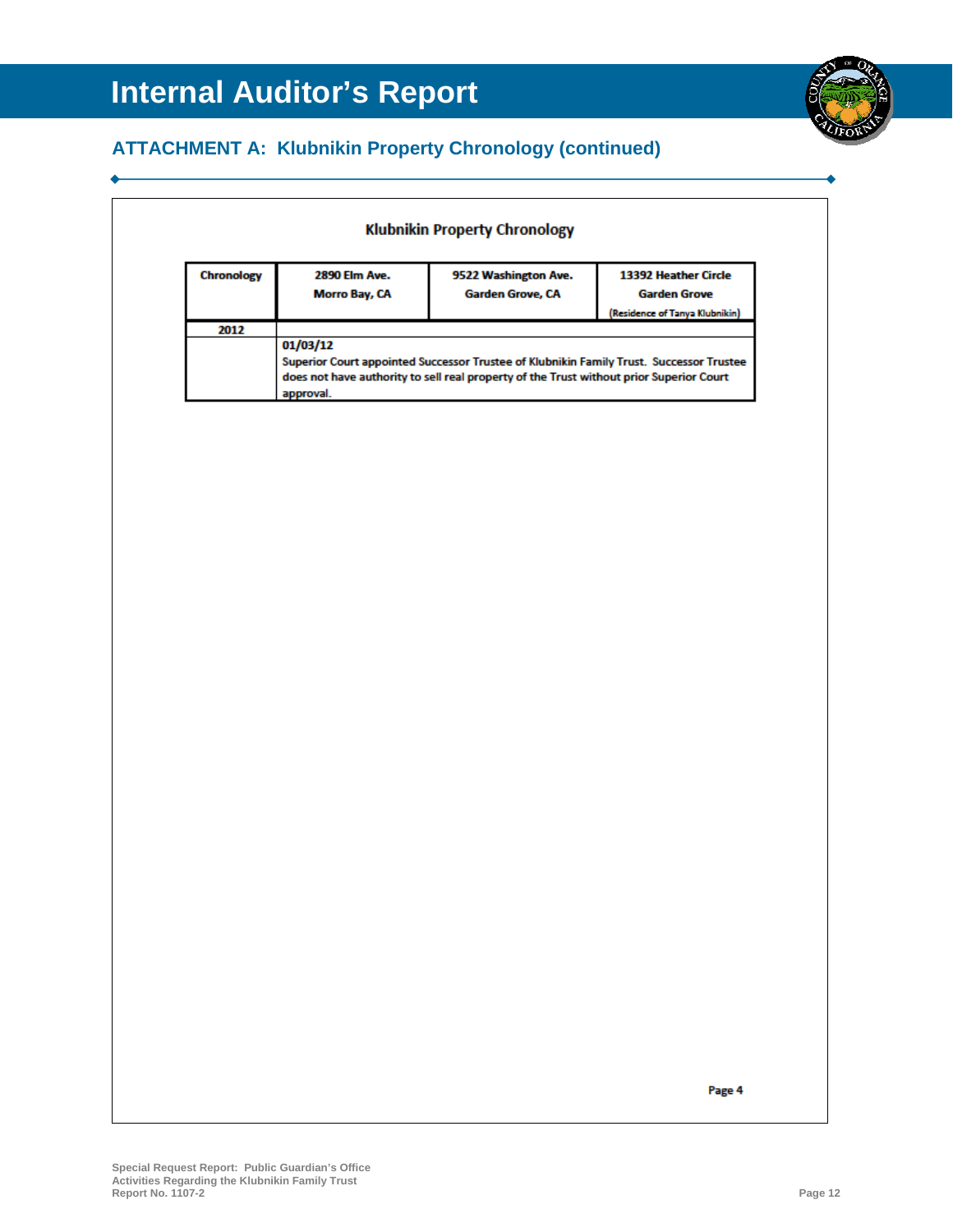## ATTACHMENT A: Klubnikin Property Chronology (continued)

### Klubnikin Property Chronology

| Chronology | 2890 Elm Ave. Morro Bay, CA | 9522 Washington Ave. Garden Grove, CA | 13392 Heather Circle Garden Grove (Residence of Tanya Klubnikin) |
|---|---|---|---|
| **2012** | | | |
| | **01/03/12** Superior Court appointed Successor Trustee of Klubnikin Family Trust. Successor Trustee does not have authority to sell real property of the Trust without prior Superior Court approval. | | |

Page 4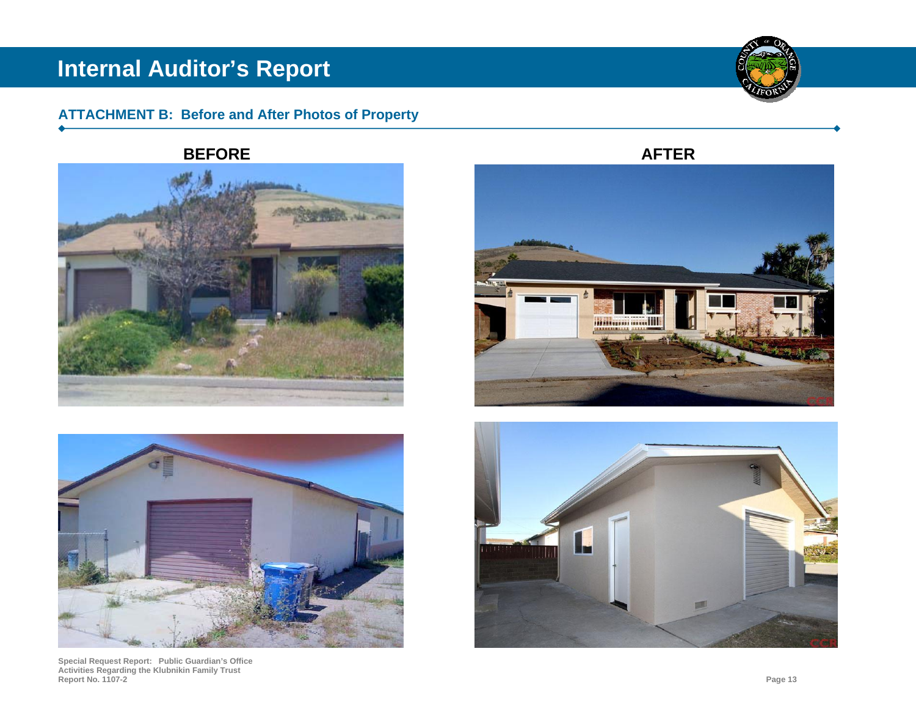## ATTACHMENT B: Before and After Photos of Property

**BEFORE**

**AFTER**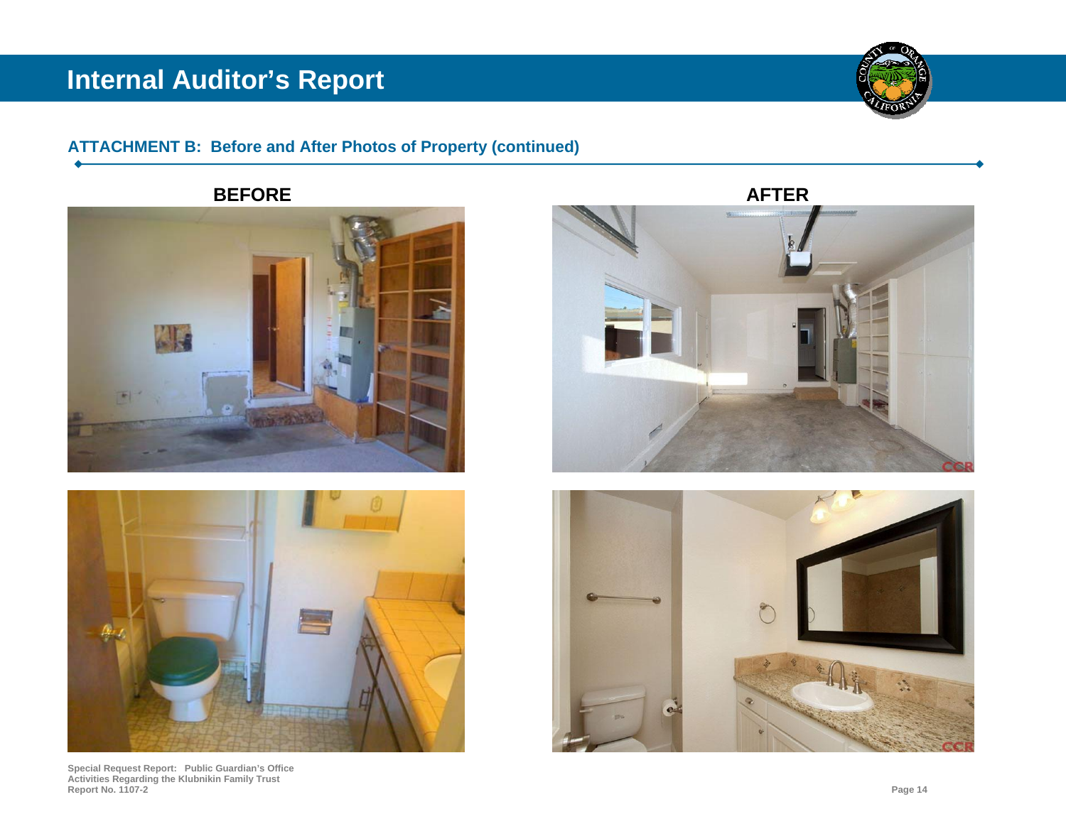## ATTACHMENT B: Before and After Photos of Property (continued)

**BEFORE**

**AFTER**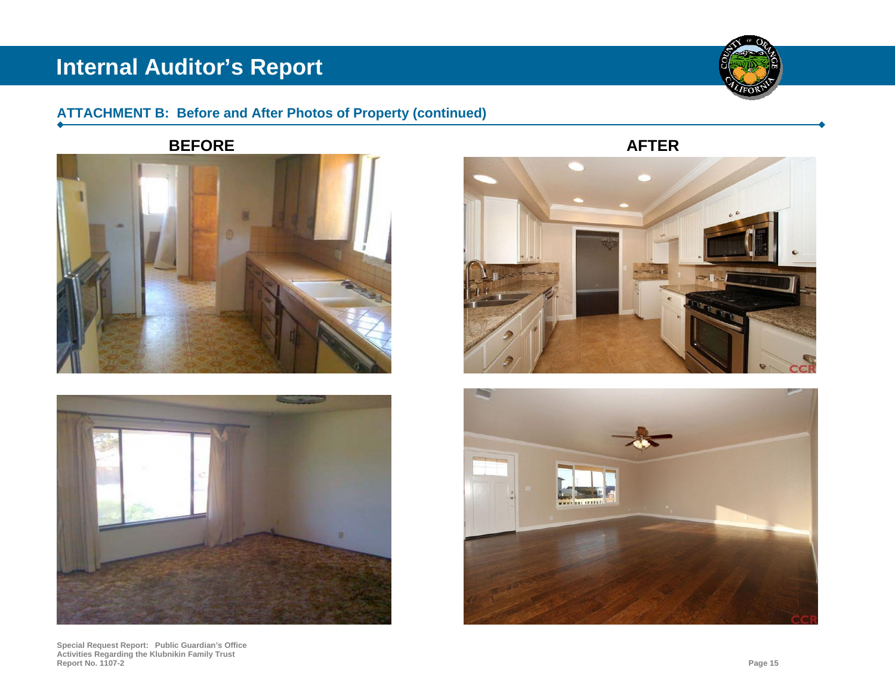## ATTACHMENT B: Before and After Photos of Property (continued)

**BEFORE**

**AFTER**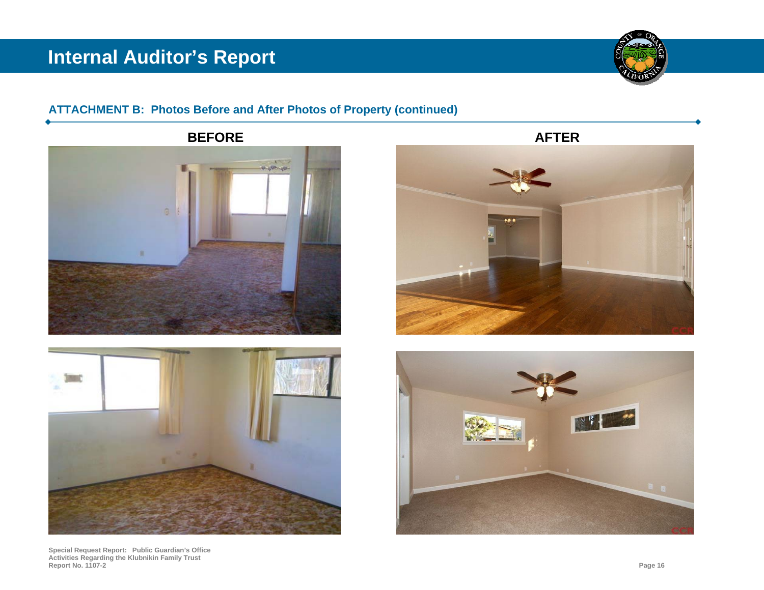## ATTACHMENT B: Photos Before and After Photos of Property (continued)

**BEFORE**

**AFTER**